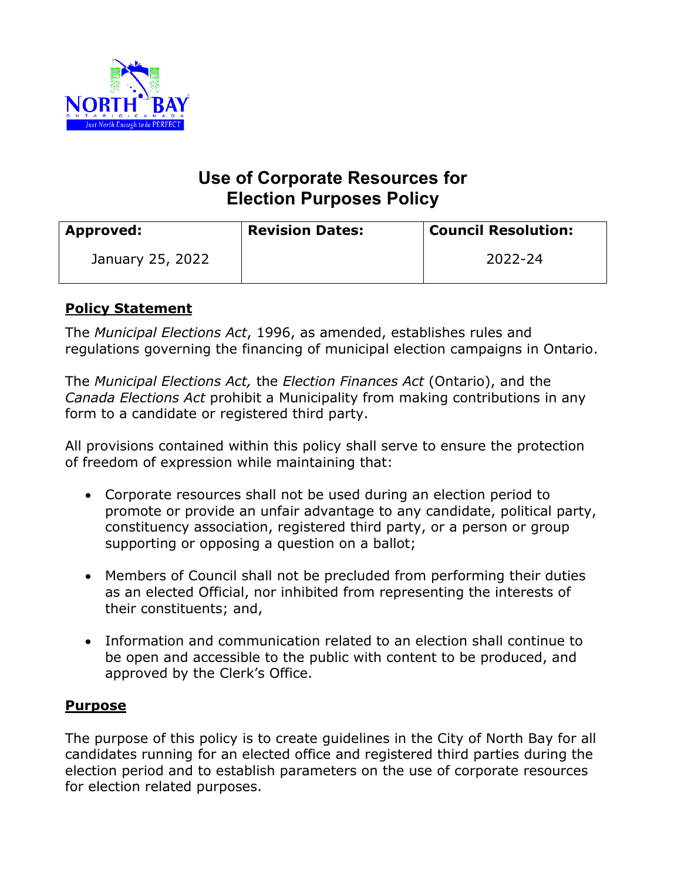# Use of Corporate Resources for Election Purposes Policy

| Approved: | Revision Dates: | Council Resolution: |
|---|---|---|
| January 25, 2022 | | 2022-24 |

## Policy Statement

The *Municipal Elections Act*, 1996, as amended, establishes rules and regulations governing the financing of municipal election campaigns in Ontario.

The *Municipal Elections Act,* the *Election Finances Act* (Ontario), and the *Canada Elections Act* prohibit a Municipality from making contributions in any form to a candidate or registered third party.

All provisions contained within this policy shall serve to ensure the protection of freedom of expression while maintaining that:

- Corporate resources shall not be used during an election period to promote or provide an unfair advantage to any candidate, political party, constituency association, registered third party, or a person or group supporting or opposing a question on a ballot;
- Members of Council shall not be precluded from performing their duties as an elected Official, nor inhibited from representing the interests of their constituents; and,
- Information and communication related to an election shall continue to be open and accessible to the public with content to be produced, and approved by the Clerk's Office.

## Purpose

The purpose of this policy is to create guidelines in the City of North Bay for all candidates running for an elected office and registered third parties during the election period and to establish parameters on the use of corporate resources for election related purposes.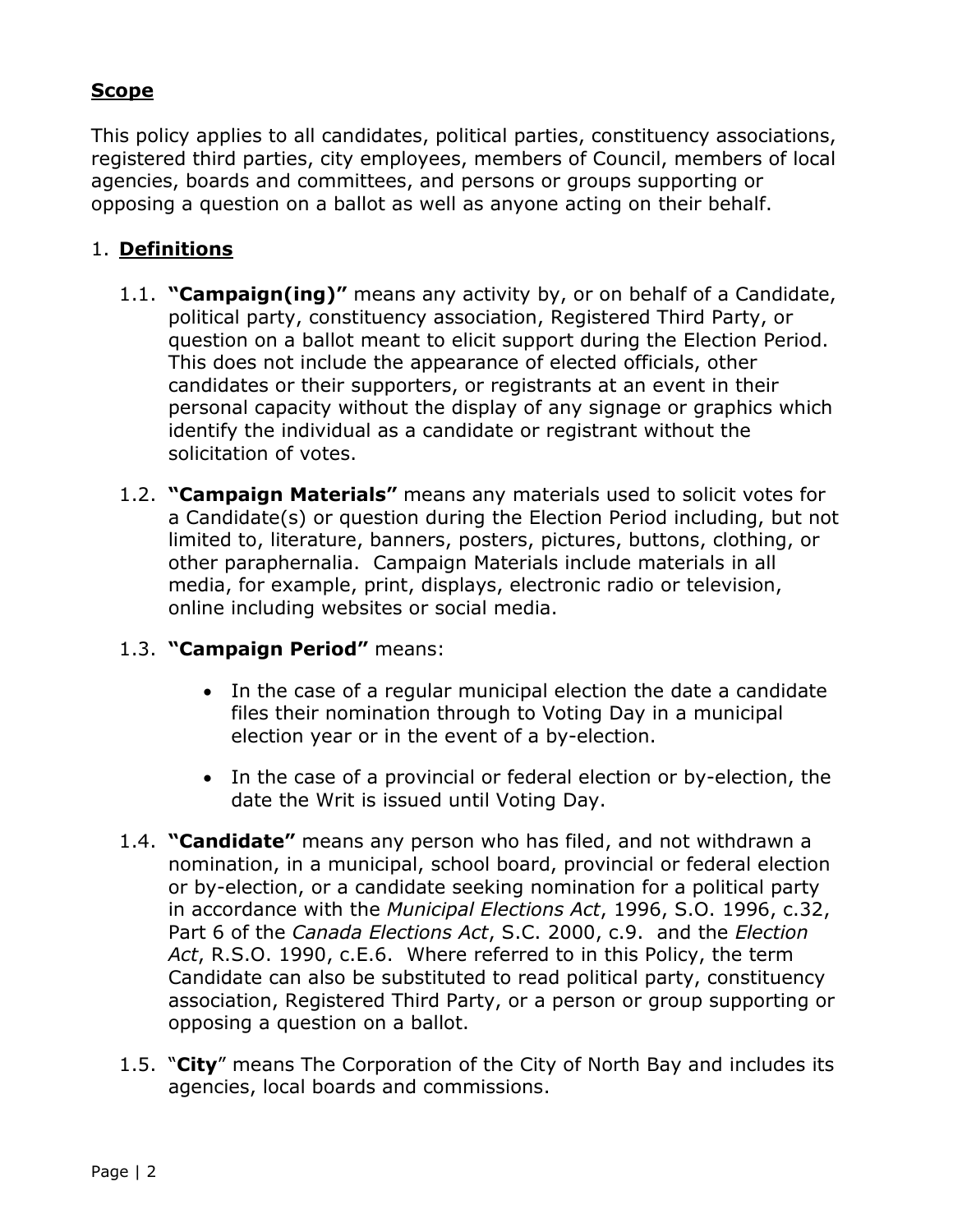## Scope

This policy applies to all candidates, political parties, constituency associations, registered third parties, city employees, members of Council, members of local agencies, boards and committees, and persons or groups supporting or opposing a question on a ballot as well as anyone acting on their behalf.

## 1. Definitions

1.1. **"Campaign(ing)"** means any activity by, or on behalf of a Candidate, political party, constituency association, Registered Third Party, or question on a ballot meant to elicit support during the Election Period. This does not include the appearance of elected officials, other candidates or their supporters, or registrants at an event in their personal capacity without the display of any signage or graphics which identify the individual as a candidate or registrant without the solicitation of votes.

1.2. **"Campaign Materials"** means any materials used to solicit votes for a Candidate(s) or question during the Election Period including, but not limited to, literature, banners, posters, pictures, buttons, clothing, or other paraphernalia. Campaign Materials include materials in all media, for example, print, displays, electronic radio or television, online including websites or social media.

1.3. **"Campaign Period"** means:

- In the case of a regular municipal election the date a candidate files their nomination through to Voting Day in a municipal election year or in the event of a by-election.
- In the case of a provincial or federal election or by-election, the date the Writ is issued until Voting Day.

1.4. **"Candidate"** means any person who has filed, and not withdrawn a nomination, in a municipal, school board, provincial or federal election or by-election, or a candidate seeking nomination for a political party in accordance with the *Municipal Elections Act*, 1996, S.O. 1996, c.32, Part 6 of the *Canada Elections Act*, S.C. 2000, c.9. and the *Election Act*, R.S.O. 1990, c.E.6. Where referred to in this Policy, the term Candidate can also be substituted to read political party, constituency association, Registered Third Party, or a person or group supporting or opposing a question on a ballot.

1.5. "**City**" means The Corporation of the City of North Bay and includes its agencies, local boards and commissions.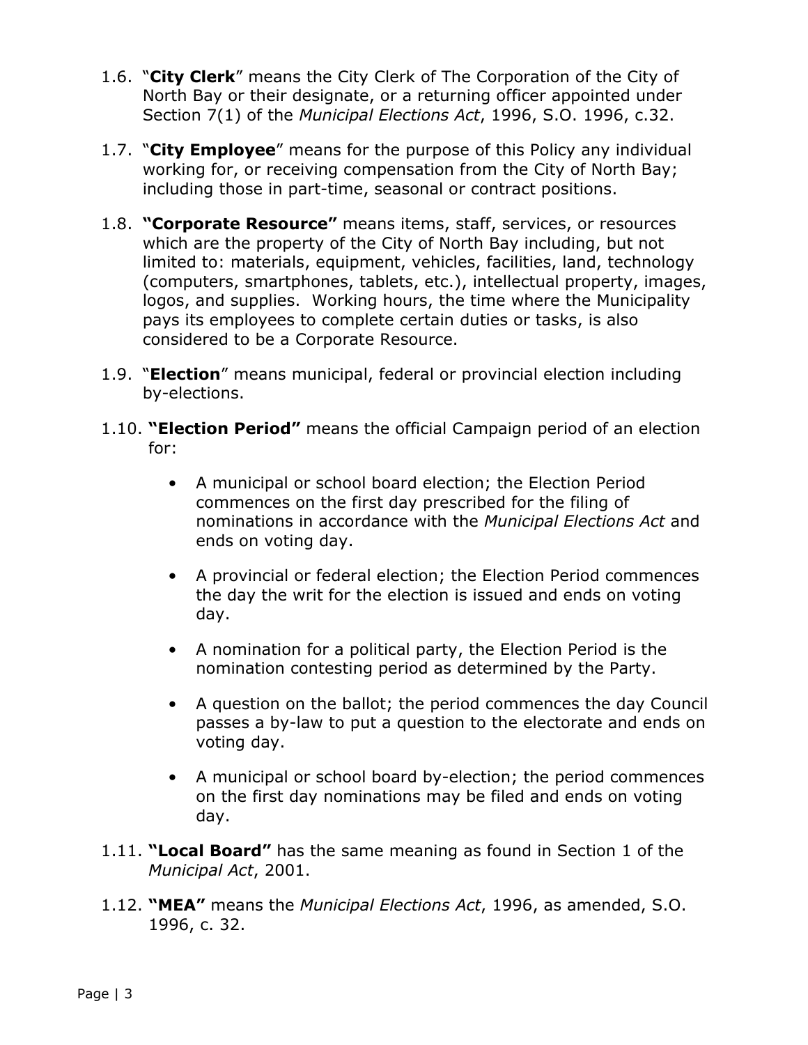1.6. "**City Clerk**" means the City Clerk of The Corporation of the City of North Bay or their designate, or a returning officer appointed under Section 7(1) of the *Municipal Elections Act*, 1996, S.O. 1996, c.32.

1.7. "**City Employee**" means for the purpose of this Policy any individual working for, or receiving compensation from the City of North Bay; including those in part-time, seasonal or contract positions.

1.8. **"Corporate Resource"** means items, staff, services, or resources which are the property of the City of North Bay including, but not limited to: materials, equipment, vehicles, facilities, land, technology (computers, smartphones, tablets, etc.), intellectual property, images, logos, and supplies. Working hours, the time where the Municipality pays its employees to complete certain duties or tasks, is also considered to be a Corporate Resource.

1.9. "**Election**" means municipal, federal or provincial election including by-elections.

1.10. **"Election Period"** means the official Campaign period of an election for:

- A municipal or school board election; the Election Period commences on the first day prescribed for the filing of nominations in accordance with the *Municipal Elections Act* and ends on voting day.
- A provincial or federal election; the Election Period commences the day the writ for the election is issued and ends on voting day.
- A nomination for a political party, the Election Period is the nomination contesting period as determined by the Party.
- A question on the ballot; the period commences the day Council passes a by-law to put a question to the electorate and ends on voting day.
- A municipal or school board by-election; the period commences on the first day nominations may be filed and ends on voting day.

1.11. **"Local Board"** has the same meaning as found in Section 1 of the *Municipal Act*, 2001.

1.12. **"MEA"** means the *Municipal Elections Act*, 1996, as amended, S.O. 1996, c. 32.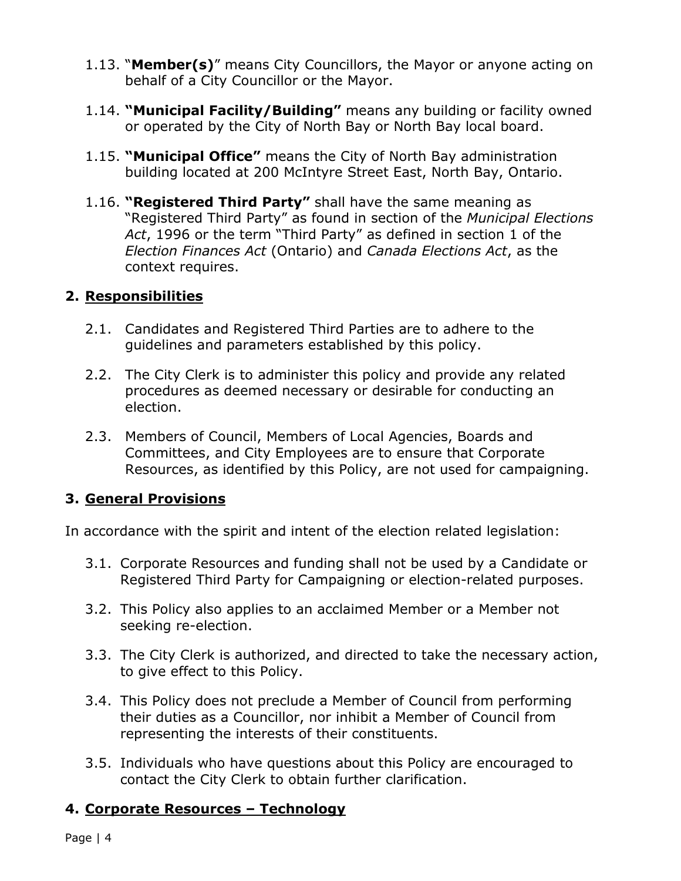1.13. "**Member(s)**" means City Councillors, the Mayor or anyone acting on behalf of a City Councillor or the Mayor.

1.14. **"Municipal Facility/Building"** means any building or facility owned or operated by the City of North Bay or North Bay local board.

1.15. **"Municipal Office"** means the City of North Bay administration building located at 200 McIntyre Street East, North Bay, Ontario.

1.16. **"Registered Third Party"** shall have the same meaning as "Registered Third Party" as found in section of the *Municipal Elections Act*, 1996 or the term "Third Party" as defined in section 1 of the *Election Finances Act* (Ontario) and *Canada Elections Act*, as the context requires.

## 2. <u>Responsibilities</u>

2.1. Candidates and Registered Third Parties are to adhere to the guidelines and parameters established by this policy.

2.2. The City Clerk is to administer this policy and provide any related procedures as deemed necessary or desirable for conducting an election.

2.3. Members of Council, Members of Local Agencies, Boards and Committees, and City Employees are to ensure that Corporate Resources, as identified by this Policy, are not used for campaigning.

## 3. <u>General Provisions</u>

In accordance with the spirit and intent of the election related legislation:

3.1. Corporate Resources and funding shall not be used by a Candidate or Registered Third Party for Campaigning or election-related purposes.

3.2. This Policy also applies to an acclaimed Member or a Member not seeking re-election.

3.3. The City Clerk is authorized, and directed to take the necessary action, to give effect to this Policy.

3.4. This Policy does not preclude a Member of Council from performing their duties as a Councillor, nor inhibit a Member of Council from representing the interests of their constituents.

3.5. Individuals who have questions about this Policy are encouraged to contact the City Clerk to obtain further clarification.

## 4. <u>Corporate Resources – Technology</u>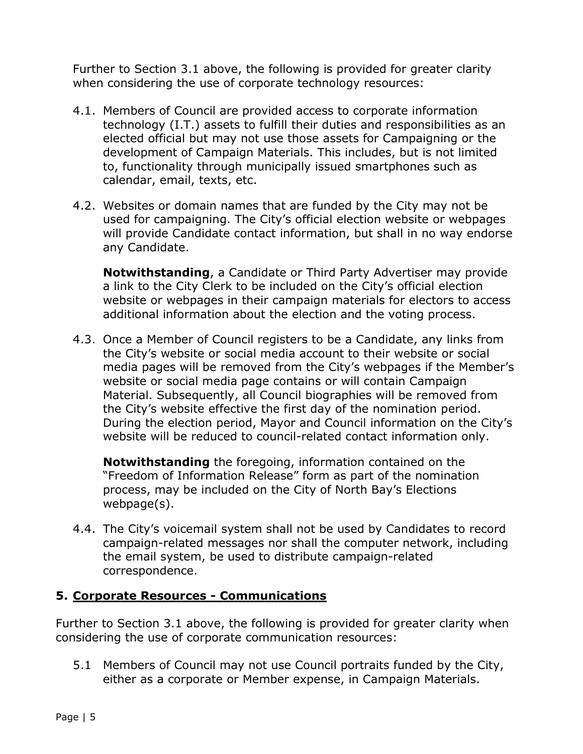Further to Section 3.1 above, the following is provided for greater clarity when considering the use of corporate technology resources:

4.1. Members of Council are provided access to corporate information technology (I.T.) assets to fulfill their duties and responsibilities as an elected official but may not use those assets for Campaigning or the development of Campaign Materials. This includes, but is not limited to, functionality through municipally issued smartphones such as calendar, email, texts, etc.

4.2. Websites or domain names that are funded by the City may not be used for campaigning. The City's official election website or webpages will provide Candidate contact information, but shall in no way endorse any Candidate.

 **Notwithstanding**, a Candidate or Third Party Advertiser may provide a link to the City Clerk to be included on the City's official election website or webpages in their campaign materials for electors to access additional information about the election and the voting process.

4.3. Once a Member of Council registers to be a Candidate, any links from the City's website or social media account to their website or social media pages will be removed from the City's webpages if the Member's website or social media page contains or will contain Campaign Material. Subsequently, all Council biographies will be removed from the City's website effective the first day of the nomination period. During the election period, Mayor and Council information on the City's website will be reduced to council-related contact information only.

 **Notwithstanding** the foregoing, information contained on the "Freedom of Information Release" form as part of the nomination process, may be included on the City of North Bay's Elections webpage(s).

4.4. The City's voicemail system shall not be used by Candidates to record campaign-related messages nor shall the computer network, including the email system, be used to distribute campaign-related correspondence.

## 5. Corporate Resources - Communications

Further to Section 3.1 above, the following is provided for greater clarity when considering the use of corporate communication resources:

5.1 Members of Council may not use Council portraits funded by the City, either as a corporate or Member expense, in Campaign Materials.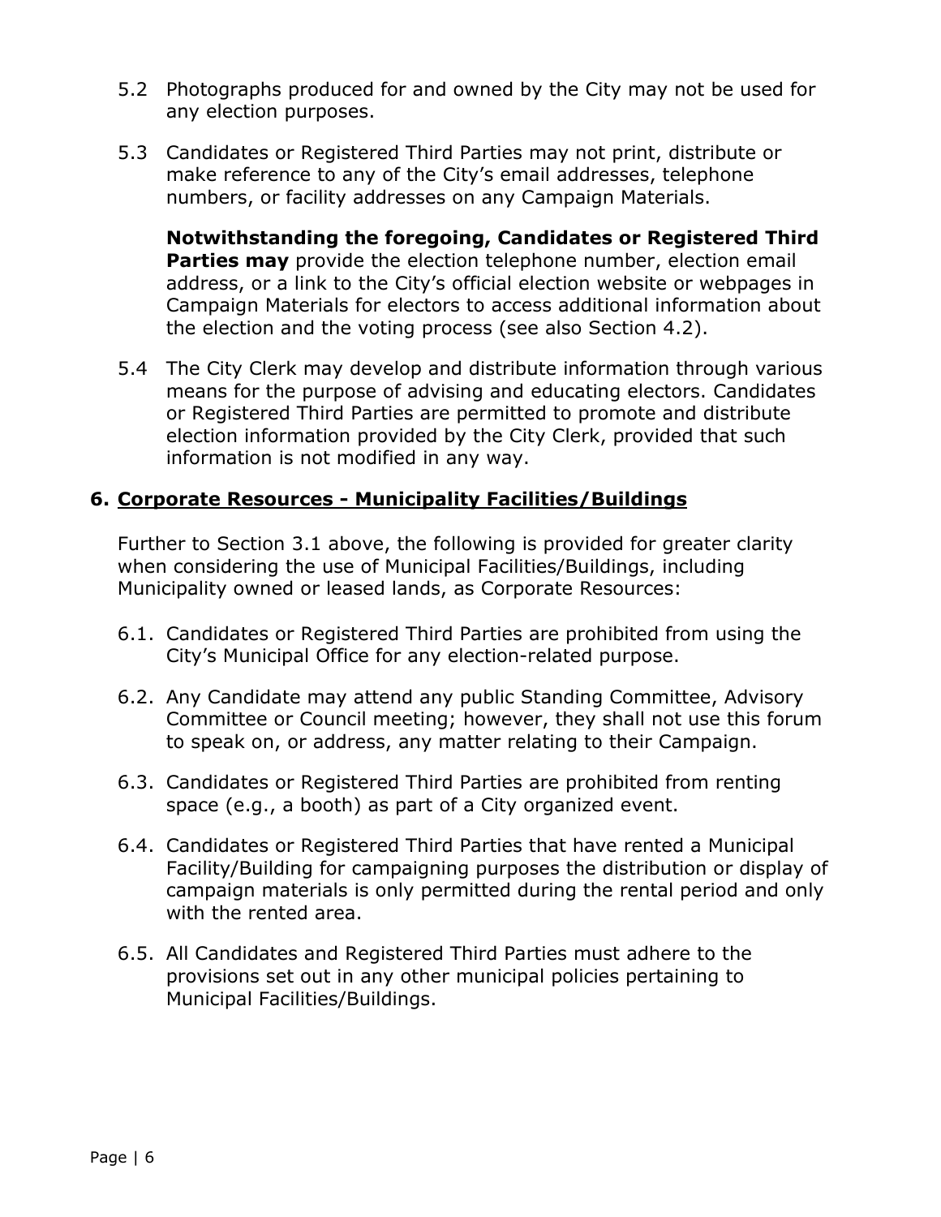5.2 Photographs produced for and owned by the City may not be used for any election purposes.

5.3 Candidates or Registered Third Parties may not print, distribute or make reference to any of the City's email addresses, telephone numbers, or facility addresses on any Campaign Materials.

**Notwithstanding the foregoing, Candidates or Registered Third Parties may** provide the election telephone number, election email address, or a link to the City's official election website or webpages in Campaign Materials for electors to access additional information about the election and the voting process (see also Section 4.2).

5.4 The City Clerk may develop and distribute information through various means for the purpose of advising and educating electors. Candidates or Registered Third Parties are permitted to promote and distribute election information provided by the City Clerk, provided that such information is not modified in any way.

## 6. Corporate Resources - Municipality Facilities/Buildings

Further to Section 3.1 above, the following is provided for greater clarity when considering the use of Municipal Facilities/Buildings, including Municipality owned or leased lands, as Corporate Resources:

6.1. Candidates or Registered Third Parties are prohibited from using the City's Municipal Office for any election-related purpose.

6.2. Any Candidate may attend any public Standing Committee, Advisory Committee or Council meeting; however, they shall not use this forum to speak on, or address, any matter relating to their Campaign.

6.3. Candidates or Registered Third Parties are prohibited from renting space (e.g., a booth) as part of a City organized event.

6.4. Candidates or Registered Third Parties that have rented a Municipal Facility/Building for campaigning purposes the distribution or display of campaign materials is only permitted during the rental period and only with the rented area.

6.5. All Candidates and Registered Third Parties must adhere to the provisions set out in any other municipal policies pertaining to Municipal Facilities/Buildings.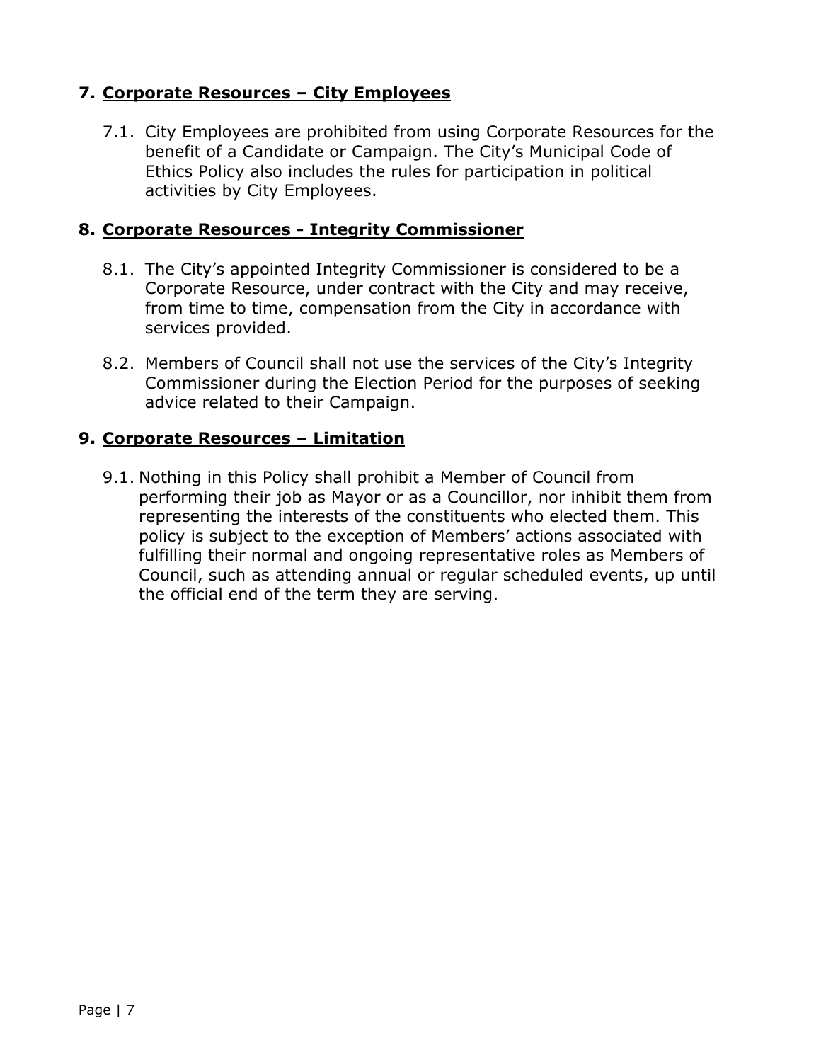## 7. <u>Corporate Resources – City Employees</u>

7.1. City Employees are prohibited from using Corporate Resources for the benefit of a Candidate or Campaign. The City's Municipal Code of Ethics Policy also includes the rules for participation in political activities by City Employees.

## 8. <u>Corporate Resources - Integrity Commissioner</u>

8.1. The City's appointed Integrity Commissioner is considered to be a Corporate Resource, under contract with the City and may receive, from time to time, compensation from the City in accordance with services provided.

8.2. Members of Council shall not use the services of the City's Integrity Commissioner during the Election Period for the purposes of seeking advice related to their Campaign.

## 9. <u>Corporate Resources – Limitation</u>

9.1. Nothing in this Policy shall prohibit a Member of Council from performing their job as Mayor or as a Councillor, nor inhibit them from representing the interests of the constituents who elected them. This policy is subject to the exception of Members' actions associated with fulfilling their normal and ongoing representative roles as Members of Council, such as attending annual or regular scheduled events, up until the official end of the term they are serving.